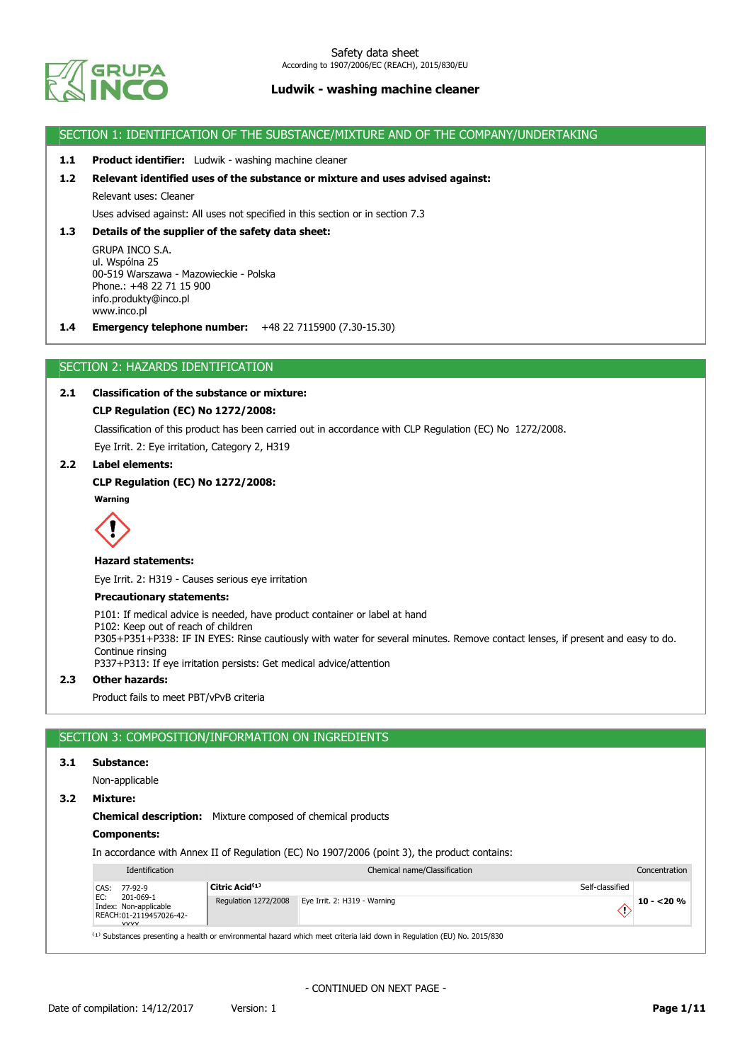Safety data sheet
According to 1907/2006/EC (REACH), 2015/830/EU

**Ludwik - washing machine cleaner**

## SECTION 1: IDENTIFICATION OF THE SUBSTANCE/MIXTURE AND OF THE COMPANY/UNDERTAKING

**1.1 Product identifier:** Ludwik - washing machine cleaner

**1.2 Relevant identified uses of the substance or mixture and uses advised against:**

Relevant uses: Cleaner

Uses advised against: All uses not specified in this section or in section 7.3

**1.3 Details of the supplier of the safety data sheet:**

GRUPA INCO S.A.
ul. Wspólna 25
00-519 Warszawa - Mazowieckie - Polska
Phone.: +48 22 71 15 900
info.produkty@inco.pl
www.inco.pl

**1.4 Emergency telephone number:** +48 22 7115900 (7.30-15.30)

## SECTION 2: HAZARDS IDENTIFICATION

**2.1 Classification of the substance or mixture:**

**CLP Regulation (EC) No 1272/2008:**

Classification of this product has been carried out in accordance with CLP Regulation (EC) No 1272/2008.

Eye Irrit. 2: Eye irritation, Category 2, H319

**2.2 Label elements:**

**CLP Regulation (EC) No 1272/2008:**

**Warning**

**Hazard statements:**

Eye Irrit. 2: H319 - Causes serious eye irritation

**Precautionary statements:**

P101: If medical advice is needed, have product container or label at hand
P102: Keep out of reach of children
P305+P351+P338: IF IN EYES: Rinse cautiously with water for several minutes. Remove contact lenses, if present and easy to do. Continue rinsing
P337+P313: If eye irritation persists: Get medical advice/attention

**2.3 Other hazards:**

Product fails to meet PBT/vPvB criteria

## SECTION 3: COMPOSITION/INFORMATION ON INGREDIENTS

**3.1 Substance:**

Non-applicable

**3.2 Mixture:**

**Chemical description:** Mixture composed of chemical products

**Components:**

In accordance with Annex II of Regulation (EC) No 1907/2006 (point 3), the product contains:

| Identification | Chemical name/Classification | | Concentration |
|---|---|---|---|
| CAS: 77-92-9<br>EC: 201-069-1<br>Index: Non-applicable<br>REACH: 01-2119457026-42-XXXX | **Citric Acid**[1] | Self-classified | **10 - <20 %** |
| | Regulation 1272/2008 | Eye Irrit. 2: H319 - Warning | |

[1] Substances presenting a health or environmental hazard which meet criteria laid down in Regulation (EU) No. 2015/830

- CONTINUED ON NEXT PAGE -

Date of compilation: 14/12/2017 Version: 1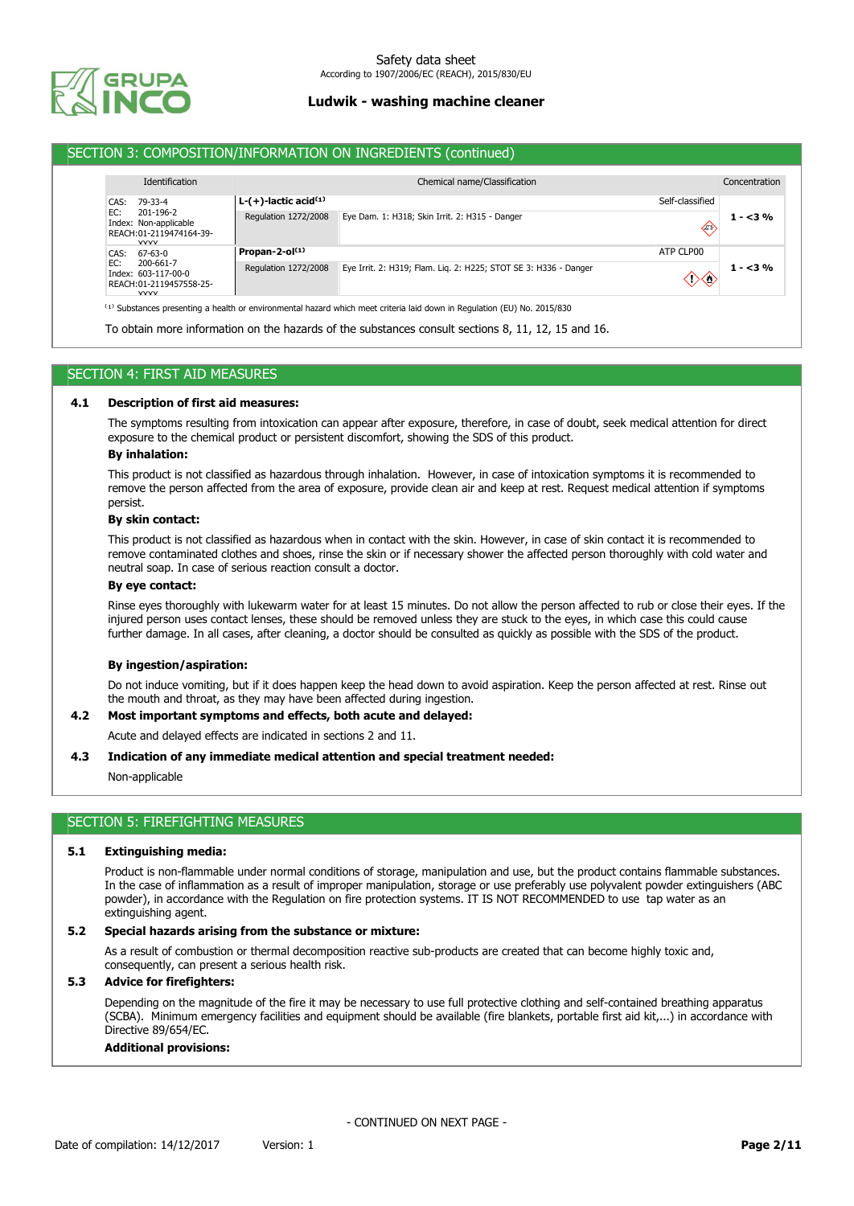## SECTION 3: COMPOSITION/INFORMATION ON INGREDIENTS (continued)

| Identification | Chemical name/Classification | | | Concentration |
|---|---|---|---|---|
| CAS: 79-33-4<br>EC: 201-196-2<br>Index: Non-applicable<br>REACH:01-2119474164-39-XXXX | **L-(+)-lactic acid**[1] | | Self-classified | |
| | Regulation 1272/2008 | Eye Dam. 1: H318; Skin Irrit. 2: H315 - Danger | | **1 - <3 %** |
| CAS: 67-63-0<br>EC: 200-661-7<br>Index: 603-117-00-0<br>REACH:01-2119457558-25-XXXX | **Propan-2-ol**[1] | | ATP CLP00 | |
| | Regulation 1272/2008 | Eye Irrit. 2: H319; Flam. Liq. 2: H225; STOT SE 3: H336 - Danger | | **1 - <3 %** |

[1] Substances presenting a health or environmental hazard which meet criteria laid down in Regulation (EU) No. 2015/830

To obtain more information on the hazards of the substances consult sections 8, 11, 12, 15 and 16.

## SECTION 4: FIRST AID MEASURES

### 4.1 Description of first aid measures:

The symptoms resulting from intoxication can appear after exposure, therefore, in case of doubt, seek medical attention for direct exposure to the chemical product or persistent discomfort, showing the SDS of this product.

**By inhalation:**

This product is not classified as hazardous through inhalation. However, in case of intoxication symptoms it is recommended to remove the person affected from the area of exposure, provide clean air and keep at rest. Request medical attention if symptoms persist.

**By skin contact:**

This product is not classified as hazardous when in contact with the skin. However, in case of skin contact it is recommended to remove contaminated clothes and shoes, rinse the skin or if necessary shower the affected person thoroughly with cold water and neutral soap. In case of serious reaction consult a doctor.

**By eye contact:**

Rinse eyes thoroughly with lukewarm water for at least 15 minutes. Do not allow the person affected to rub or close their eyes. If the injured person uses contact lenses, these should be removed unless they are stuck to the eyes, in which case this could cause further damage. In all cases, after cleaning, a doctor should be consulted as quickly as possible with the SDS of the product.

**By ingestion/aspiration:**

Do not induce vomiting, but if it does happen keep the head down to avoid aspiration. Keep the person affected at rest. Rinse out the mouth and throat, as they may have been affected during ingestion.

### 4.2 Most important symptoms and effects, both acute and delayed:

Acute and delayed effects are indicated in sections 2 and 11.

### 4.3 Indication of any immediate medical attention and special treatment needed:

Non-applicable

## SECTION 5: FIREFIGHTING MEASURES

### 5.1 Extinguishing media:

Product is non-flammable under normal conditions of storage, manipulation and use, but the product contains flammable substances. In the case of inflammation as a result of improper manipulation, storage or use preferably use polyvalent powder extinguishers (ABC powder), in accordance with the Regulation on fire protection systems. IT IS NOT RECOMMENDED to use tap water as an extinguishing agent.

### 5.2 Special hazards arising from the substance or mixture:

As a result of combustion or thermal decomposition reactive sub-products are created that can become highly toxic and, consequently, can present a serious health risk.

### 5.3 Advice for firefighters:

Depending on the magnitude of the fire it may be necessary to use full protective clothing and self-contained breathing apparatus (SCBA). Minimum emergency facilities and equipment should be available (fire blankets, portable first aid kit,...) in accordance with Directive 89/654/EC.

**Additional provisions:**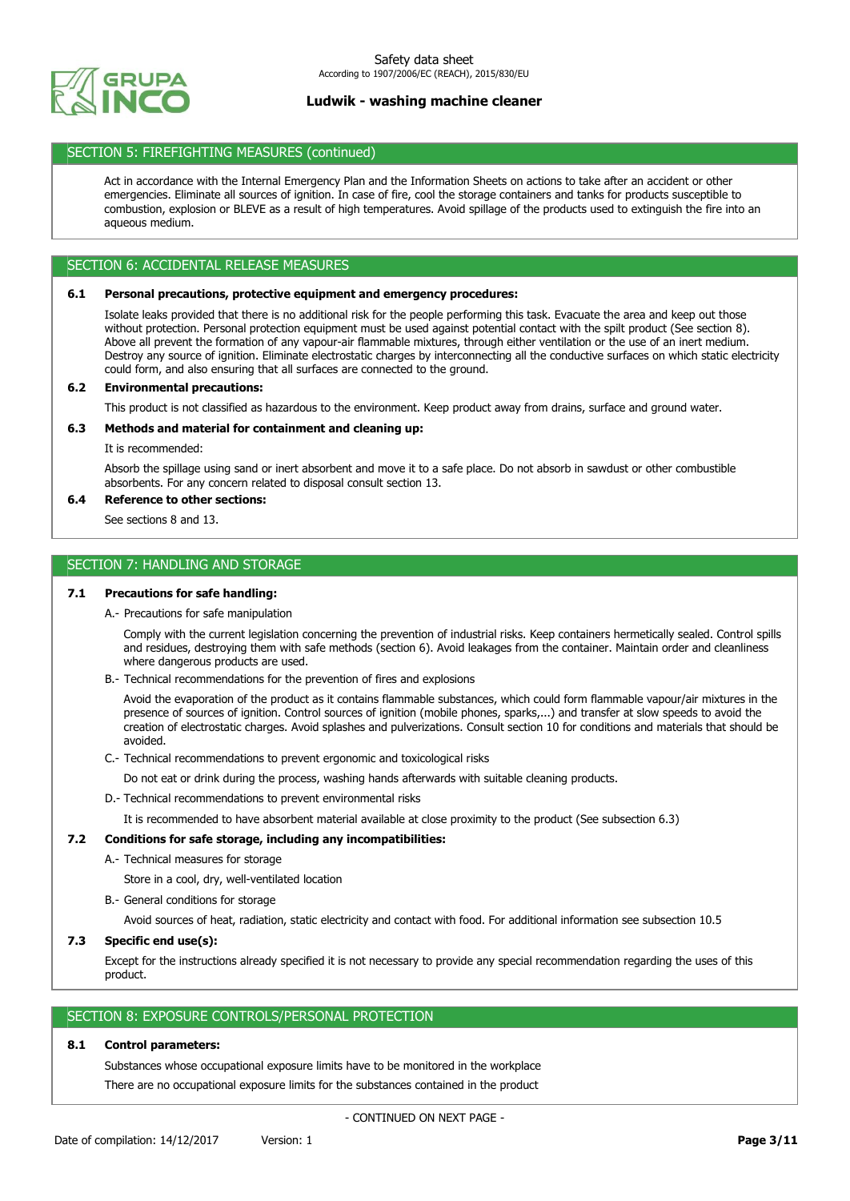## SECTION 5: FIREFIGHTING MEASURES (continued)

Act in accordance with the Internal Emergency Plan and the Information Sheets on actions to take after an accident or other emergencies. Eliminate all sources of ignition. In case of fire, cool the storage containers and tanks for products susceptible to combustion, explosion or BLEVE as a result of high temperatures. Avoid spillage of the products used to extinguish the fire into an aqueous medium.

## SECTION 6: ACCIDENTAL RELEASE MEASURES

### 6.1 Personal precautions, protective equipment and emergency procedures:

Isolate leaks provided that there is no additional risk for the people performing this task. Evacuate the area and keep out those without protection. Personal protection equipment must be used against potential contact with the spilt product (See section 8). Above all prevent the formation of any vapour-air flammable mixtures, through either ventilation or the use of an inert medium. Destroy any source of ignition. Eliminate electrostatic charges by interconnecting all the conductive surfaces on which static electricity could form, and also ensuring that all surfaces are connected to the ground.

### 6.2 Environmental precautions:

This product is not classified as hazardous to the environment. Keep product away from drains, surface and ground water.

### 6.3 Methods and material for containment and cleaning up:

It is recommended:

Absorb the spillage using sand or inert absorbent and move it to a safe place. Do not absorb in sawdust or other combustible absorbents. For any concern related to disposal consult section 13.

### 6.4 Reference to other sections:

See sections 8 and 13.

## SECTION 7: HANDLING AND STORAGE

### 7.1 Precautions for safe handling:

A.- Precautions for safe manipulation

Comply with the current legislation concerning the prevention of industrial risks. Keep containers hermetically sealed. Control spills and residues, destroying them with safe methods (section 6). Avoid leakages from the container. Maintain order and cleanliness where dangerous products are used.

B.- Technical recommendations for the prevention of fires and explosions

Avoid the evaporation of the product as it contains flammable substances, which could form flammable vapour/air mixtures in the presence of sources of ignition. Control sources of ignition (mobile phones, sparks,...) and transfer at slow speeds to avoid the creation of electrostatic charges. Avoid splashes and pulverizations. Consult section 10 for conditions and materials that should be avoided.

C.- Technical recommendations to prevent ergonomic and toxicological risks

Do not eat or drink during the process, washing hands afterwards with suitable cleaning products.

D.- Technical recommendations to prevent environmental risks

It is recommended to have absorbent material available at close proximity to the product (See subsection 6.3)

### 7.2 Conditions for safe storage, including any incompatibilities:

A.- Technical measures for storage

Store in a cool, dry, well-ventilated location

B.- General conditions for storage

Avoid sources of heat, radiation, static electricity and contact with food. For additional information see subsection 10.5

### 7.3 Specific end use(s):

Except for the instructions already specified it is not necessary to provide any special recommendation regarding the uses of this product.

## SECTION 8: EXPOSURE CONTROLS/PERSONAL PROTECTION

### 8.1 Control parameters:

Substances whose occupational exposure limits have to be monitored in the workplace

There are no occupational exposure limits for the substances contained in the product

- CONTINUED ON NEXT PAGE -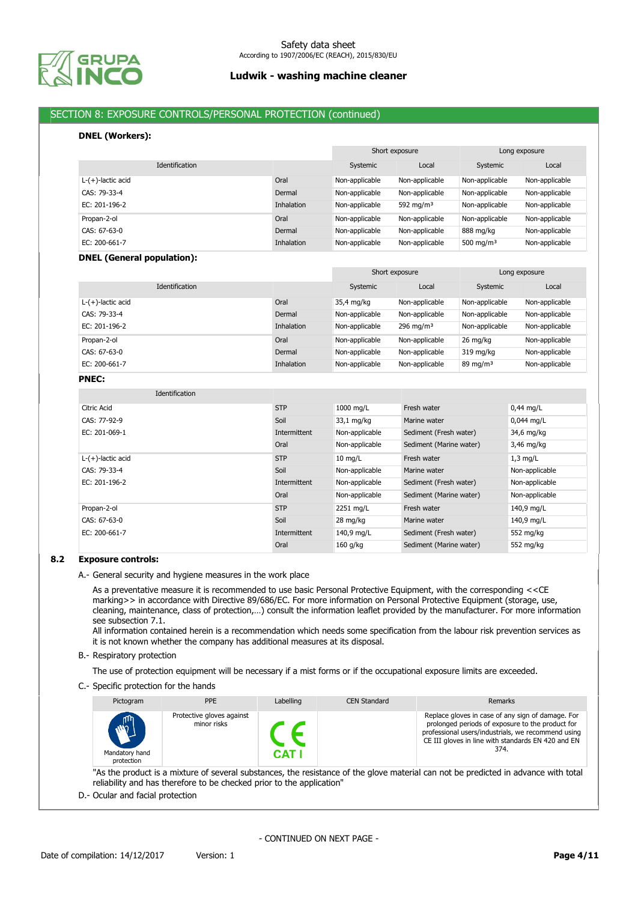## SECTION 8: EXPOSURE CONTROLS/PERSONAL PROTECTION (continued)

**DNEL (Workers):**

| Identification | | Short exposure | | Long exposure | |
|---|---|---|---|---|---|
| | | Systemic | Local | Systemic | Local |
| L-(+)-lactic acid | Oral | Non-applicable | Non-applicable | Non-applicable | Non-applicable |
| CAS: 79-33-4 | Dermal | Non-applicable | Non-applicable | Non-applicable | Non-applicable |
| EC: 201-196-2 | Inhalation | Non-applicable | 592 mg/m³ | Non-applicable | Non-applicable |
| Propan-2-ol | Oral | Non-applicable | Non-applicable | Non-applicable | Non-applicable |
| CAS: 67-63-0 | Dermal | Non-applicable | Non-applicable | 888 mg/kg | Non-applicable |
| EC: 200-661-7 | Inhalation | Non-applicable | Non-applicable | 500 mg/m³ | Non-applicable |

**DNEL (General population):**

| Identification | | Short exposure | | Long exposure | |
|---|---|---|---|---|---|
| | | Systemic | Local | Systemic | Local |
| L-(+)-lactic acid | Oral | 35,4 mg/kg | Non-applicable | Non-applicable | Non-applicable |
| CAS: 79-33-4 | Dermal | Non-applicable | Non-applicable | Non-applicable | Non-applicable |
| EC: 201-196-2 | Inhalation | Non-applicable | 296 mg/m³ | Non-applicable | Non-applicable |
| Propan-2-ol | Oral | Non-applicable | Non-applicable | 26 mg/kg | Non-applicable |
| CAS: 67-63-0 | Dermal | Non-applicable | Non-applicable | 319 mg/kg | Non-applicable |
| EC: 200-661-7 | Inhalation | Non-applicable | Non-applicable | 89 mg/m³ | Non-applicable |

**PNEC:**

| Identification | | | | |
|---|---|---|---|---|
| Citric Acid | STP | 1000 mg/L | Fresh water | 0,44 mg/L |
| CAS: 77-92-9 | Soil | 33,1 mg/kg | Marine water | 0,044 mg/L |
| EC: 201-069-1 | Intermittent | Non-applicable | Sediment (Fresh water) | 34,6 mg/kg |
| | Oral | Non-applicable | Sediment (Marine water) | 3,46 mg/kg |
| L-(+)-lactic acid | STP | 10 mg/L | Fresh water | 1,3 mg/L |
| CAS: 79-33-4 | Soil | Non-applicable | Marine water | Non-applicable |
| EC: 201-196-2 | Intermittent | Non-applicable | Sediment (Fresh water) | Non-applicable |
| | Oral | Non-applicable | Sediment (Marine water) | Non-applicable |
| Propan-2-ol | STP | 2251 mg/L | Fresh water | 140,9 mg/L |
| CAS: 67-63-0 | Soil | 28 mg/kg | Marine water | 140,9 mg/L |
| EC: 200-661-7 | Intermittent | 140,9 mg/L | Sediment (Fresh water) | 552 mg/kg |
| | Oral | 160 g/kg | Sediment (Marine water) | 552 mg/kg |

### 8.2 Exposure controls:

A.- General security and hygiene measures in the work place

As a preventative measure it is recommended to use basic Personal Protective Equipment, with the corresponding <<CE marking>> in accordance with Directive 89/686/EC. For more information on Personal Protective Equipment (storage, use, cleaning, maintenance, class of protection,…) consult the information leaflet provided by the manufacturer. For more information see subsection 7.1.
All information contained herein is a recommendation which needs some specification from the labour risk prevention services as it is not known whether the company has additional measures at its disposal.

B.- Respiratory protection

The use of protection equipment will be necessary if a mist forms or if the occupational exposure limits are exceeded.

C.- Specific protection for the hands

| Pictogram | PPE | Labelling | CEN Standard | Remarks |
|---|---|---|---|---|
| Mandatory hand protection | Protective gloves against minor risks | CE CAT I | | Replace gloves in case of any sign of damage. For prolonged periods of exposure to the product for professional users/industrials, we recommend using CE III gloves in line with standards EN 420 and EN 374. |

"As the product is a mixture of several substances, the resistance of the glove material can not be predicted in advance with total reliability and has therefore to be checked prior to the application"

D.- Ocular and facial protection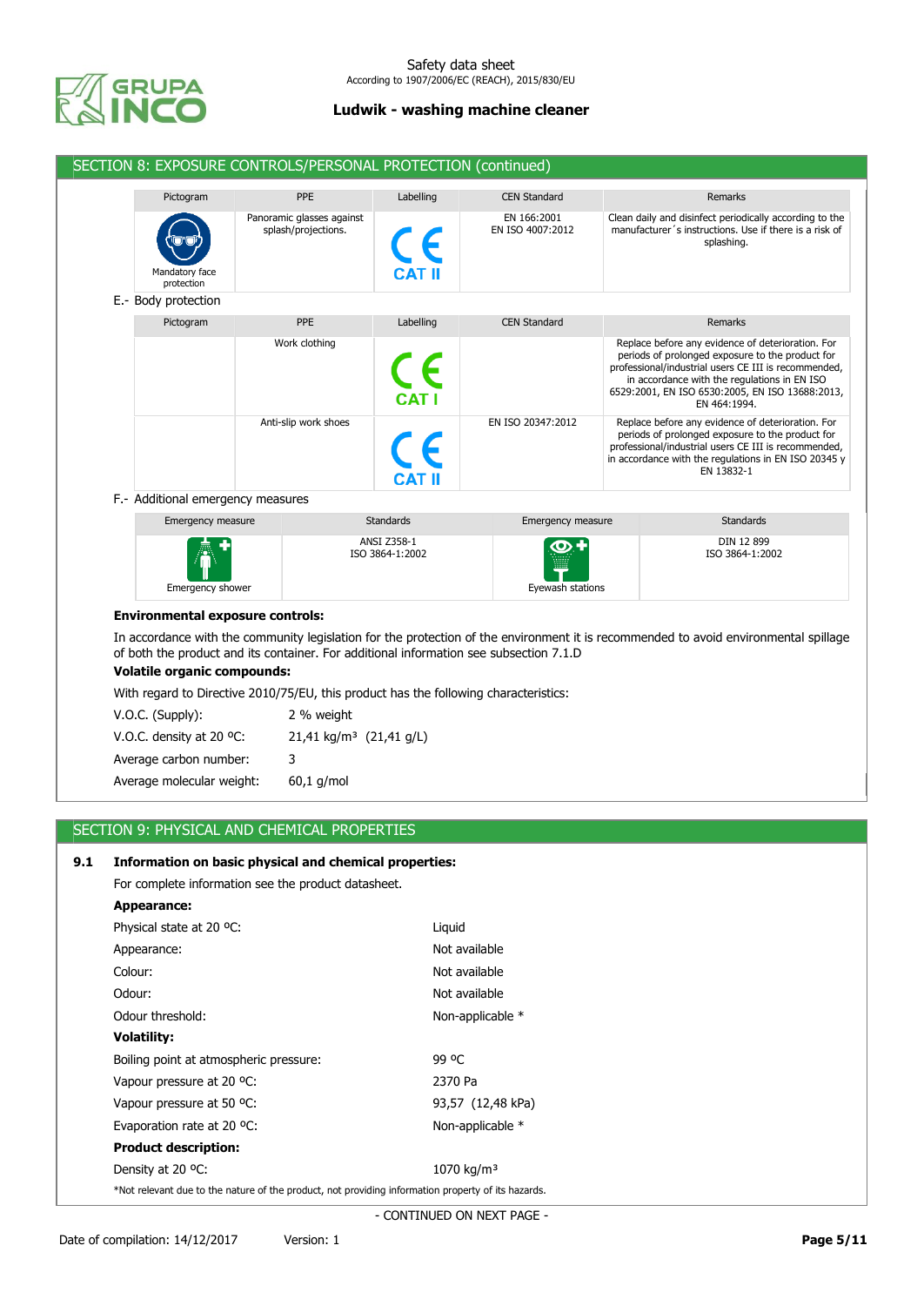## SECTION 8: EXPOSURE CONTROLS/PERSONAL PROTECTION (continued)

| Pictogram | PPE | Labelling | CEN Standard | Remarks |
|---|---|---|---|---|
| Mandatory face protection | Panoramic glasses against splash/projections. | CE CAT II | EN 166:2001<br>EN ISO 4007:2012 | Clean daily and disinfect periodically according to the manufacturer´s instructions. Use if there is a risk of splashing. |

E.- Body protection

| Pictogram | PPE | Labelling | CEN Standard | Remarks |
|---|---|---|---|---|
| | Work clothing | CE CAT I | | Replace before any evidence of deterioration. For periods of prolonged exposure to the product for professional/industrial users CE III is recommended, in accordance with the regulations in EN ISO 6529:2001, EN ISO 6530:2005, EN ISO 13688:2013, EN 464:1994. |
| | Anti-slip work shoes | CE CAT II | EN ISO 20347:2012 | Replace before any evidence of deterioration. For periods of prolonged exposure to the product for professional/industrial users CE III is recommended, in accordance with the regulations in EN ISO 20345 y EN 13832-1 |

F.- Additional emergency measures

| Emergency measure | Standards | Emergency measure | Standards |
|---|---|---|---|
| Emergency shower | ANSI Z358-1<br>ISO 3864-1:2002 | Eyewash stations | DIN 12 899<br>ISO 3864-1:2002 |

**Environmental exposure controls:**

In accordance with the community legislation for the protection of the environment it is recommended to avoid environmental spillage of both the product and its container. For additional information see subsection 7.1.D

**Volatile organic compounds:**

With regard to Directive 2010/75/EU, this product has the following characteristics:

| | |
|---|---|
| V.O.C. (Supply): | 2 % weight |
| V.O.C. density at 20 ºC: | 21,41 kg/m³ (21,41 g/L) |
| Average carbon number: | 3 |
| Average molecular weight: | 60,1 g/mol |

## SECTION 9: PHYSICAL AND CHEMICAL PROPERTIES

**9.1 Information on basic physical and chemical properties:**

For complete information see the product datasheet.

**Appearance:**

| | |
|---|---|
| Physical state at 20 ºC: | Liquid |
| Appearance: | Not available |
| Colour: | Not available |
| Odour: | Not available |
| Odour threshold: | Non-applicable * |

**Volatility:**

| | |
|---|---|
| Boiling point at atmospheric pressure: | 99 ºC |
| Vapour pressure at 20 ºC: | 2370 Pa |
| Vapour pressure at 50 ºC: | 93,57 (12,48 kPa) |
| Evaporation rate at 20 ºC: | Non-applicable * |

**Product description:**

| | |
|---|---|
| Density at 20 ºC: | 1070 kg/m³ |

*Not relevant due to the nature of the product, not providing information property of its hazards.

- CONTINUED ON NEXT PAGE -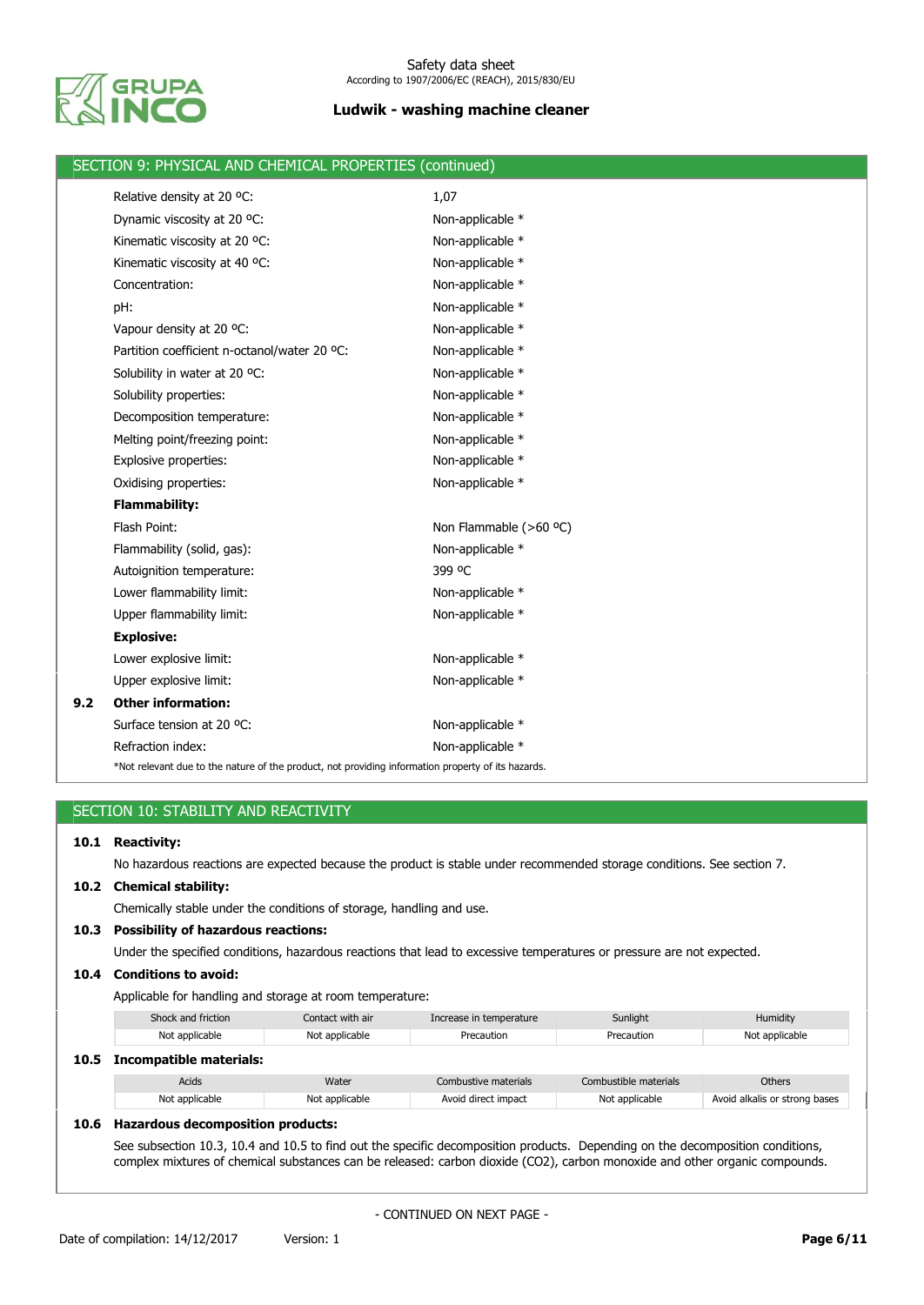## SECTION 9: PHYSICAL AND CHEMICAL PROPERTIES (continued)

| | |
|---|---|
| Relative density at 20 ºC: | 1,07 |
| Dynamic viscosity at 20 ºC: | Non-applicable * |
| Kinematic viscosity at 20 ºC: | Non-applicable * |
| Kinematic viscosity at 40 ºC: | Non-applicable * |
| Concentration: | Non-applicable * |
| pH: | Non-applicable * |
| Vapour density at 20 ºC: | Non-applicable * |
| Partition coefficient n-octanol/water 20 ºC: | Non-applicable * |
| Solubility in water at 20 ºC: | Non-applicable * |
| Solubility properties: | Non-applicable * |
| Decomposition temperature: | Non-applicable * |
| Melting point/freezing point: | Non-applicable * |
| Explosive properties: | Non-applicable * |
| Oxidising properties: | Non-applicable * |
| **Flammability:** | |
| Flash Point: | Non Flammable (>60 ºC) |
| Flammability (solid, gas): | Non-applicable * |
| Autoignition temperature: | 399 ºC |
| Lower flammability limit: | Non-applicable * |
| Upper flammability limit: | Non-applicable * |
| **Explosive:** | |
| Lower explosive limit: | Non-applicable * |
| Upper explosive limit: | Non-applicable * |

**9.2 Other information:**

| | |
|---|---|
| Surface tension at 20 ºC: | Non-applicable * |
| Refraction index: | Non-applicable * |

*Not relevant due to the nature of the product, not providing information property of its hazards.

## SECTION 10: STABILITY AND REACTIVITY

**10.1 Reactivity:**

No hazardous reactions are expected because the product is stable under recommended storage conditions. See section 7.

**10.2 Chemical stability:**

Chemically stable under the conditions of storage, handling and use.

**10.3 Possibility of hazardous reactions:**

Under the specified conditions, hazardous reactions that lead to excessive temperatures or pressure are not expected.

**10.4 Conditions to avoid:**

Applicable for handling and storage at room temperature:

| Shock and friction | Contact with air | Increase in temperature | Sunlight | Humidity |
|---|---|---|---|---|
| Not applicable | Not applicable | Precaution | Precaution | Not applicable |

**10.5 Incompatible materials:**

| Acids | Water | Combustive materials | Combustible materials | Others |
|---|---|---|---|---|
| Not applicable | Not applicable | Avoid direct impact | Not applicable | Avoid alkalis or strong bases |

**10.6 Hazardous decomposition products:**

See subsection 10.3, 10.4 and 10.5 to find out the specific decomposition products. Depending on the decomposition conditions, complex mixtures of chemical substances can be released: carbon dioxide ($CO_2$), carbon monoxide and other organic compounds.

- CONTINUED ON NEXT PAGE -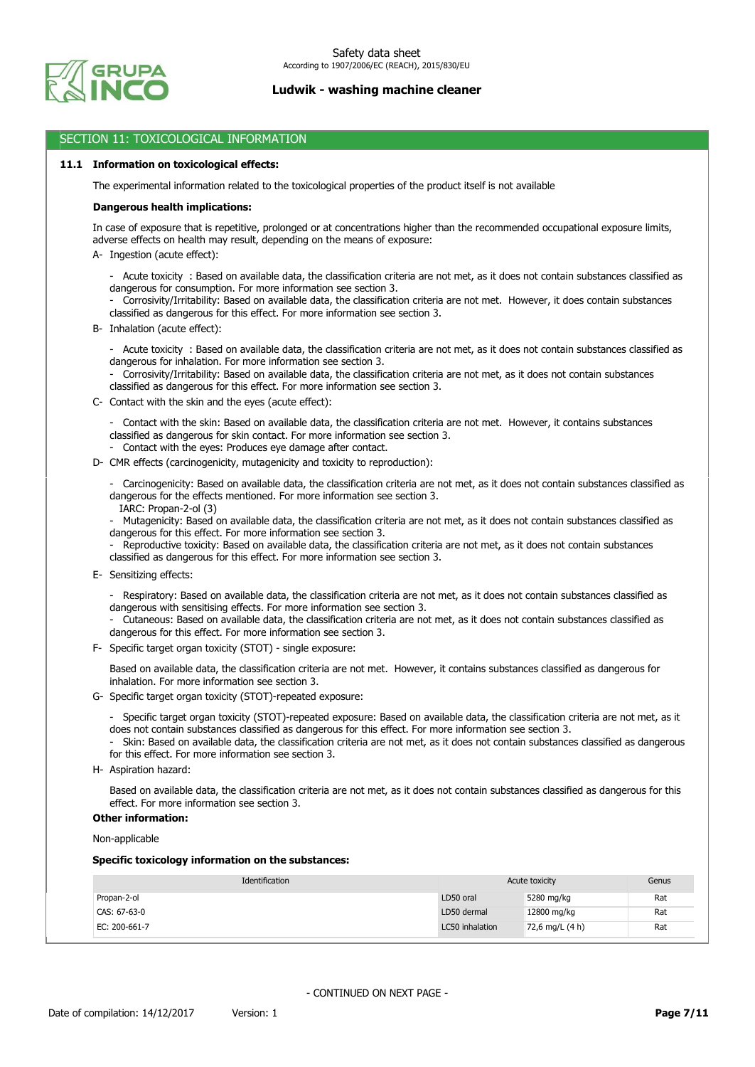## SECTION 11: TOXICOLOGICAL INFORMATION

### 11.1 Information on toxicological effects:

The experimental information related to the toxicological properties of the product itself is not available

**Dangerous health implications:**

In case of exposure that is repetitive, prolonged or at concentrations higher than the recommended occupational exposure limits, adverse effects on health may result, depending on the means of exposure:

A- Ingestion (acute effect):

- Acute toxicity : Based on available data, the classification criteria are not met, as it does not contain substances classified as dangerous for consumption. For more information see section 3.
- Corrosivity/Irritability: Based on available data, the classification criteria are not met. However, it does contain substances classified as dangerous for this effect. For more information see section 3.

B- Inhalation (acute effect):

- Acute toxicity : Based on available data, the classification criteria are not met, as it does not contain substances classified as dangerous for inhalation. For more information see section 3.
- Corrosivity/Irritability: Based on available data, the classification criteria are not met, as it does not contain substances classified as dangerous for this effect. For more information see section 3.

C- Contact with the skin and the eyes (acute effect):

- Contact with the skin: Based on available data, the classification criteria are not met. However, it contains substances classified as dangerous for skin contact. For more information see section 3.
- Contact with the eyes: Produces eye damage after contact.

D- CMR effects (carcinogenicity, mutagenicity and toxicity to reproduction):

- Carcinogenicity: Based on available data, the classification criteria are not met, as it does not contain substances classified as dangerous for the effects mentioned. For more information see section 3.
  IARC: Propan-2-ol (3)
- Mutagenicity: Based on available data, the classification criteria are not met, as it does not contain substances classified as dangerous for this effect. For more information see section 3.
- Reproductive toxicity: Based on available data, the classification criteria are not met, as it does not contain substances classified as dangerous for this effect. For more information see section 3.

E- Sensitizing effects:

- Respiratory: Based on available data, the classification criteria are not met, as it does not contain substances classified as dangerous with sensitising effects. For more information see section 3.
- Cutaneous: Based on available data, the classification criteria are not met, as it does not contain substances classified as dangerous for this effect. For more information see section 3.

F- Specific target organ toxicity (STOT) - single exposure:

Based on available data, the classification criteria are not met. However, it contains substances classified as dangerous for inhalation. For more information see section 3.

G- Specific target organ toxicity (STOT)-repeated exposure:

- Specific target organ toxicity (STOT)-repeated exposure: Based on available data, the classification criteria are not met, as it does not contain substances classified as dangerous for this effect. For more information see section 3.
- Skin: Based on available data, the classification criteria are not met, as it does not contain substances classified as dangerous for this effect. For more information see section 3.

H- Aspiration hazard:

Based on available data, the classification criteria are not met, as it does not contain substances classified as dangerous for this effect. For more information see section 3.

**Other information:**

Non-applicable

**Specific toxicology information on the substances:**

| Identification | Acute toxicity | | Genus |
|---|---|---|---|
| Propan-2-ol | LD50 oral | 5280 mg/kg | Rat |
| CAS: 67-63-0 | LD50 dermal | 12800 mg/kg | Rat |
| EC: 200-661-7 | LC50 inhalation | 72,6 mg/L (4 h) | Rat |

- CONTINUED ON NEXT PAGE -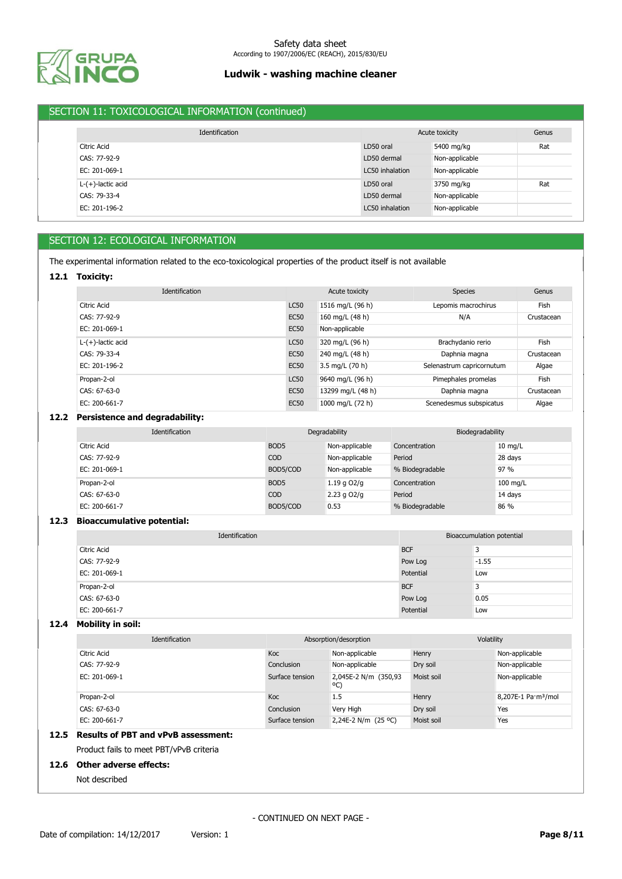## SECTION 11: TOXICOLOGICAL INFORMATION (continued)

| Identification | Acute toxicity | | Genus |
|---|---|---|---|
| Citric Acid | LD50 oral | 5400 mg/kg | Rat |
| CAS: 77-92-9 | LD50 dermal | Non-applicable | |
| EC: 201-069-1 | LC50 inhalation | Non-applicable | |
| L-(+)-lactic acid | LD50 oral | 3750 mg/kg | Rat |
| CAS: 79-33-4 | LD50 dermal | Non-applicable | |
| EC: 201-196-2 | LC50 inhalation | Non-applicable | |

## SECTION 12: ECOLOGICAL INFORMATION

The experimental information related to the eco-toxicological properties of the product itself is not available

### 12.1 Toxicity:

| Identification | Acute toxicity | | Species | Genus |
|---|---|---|---|---|
| Citric Acid | LC50 | 1516 mg/L (96 h) | Lepomis macrochirus | Fish |
| CAS: 77-92-9 | EC50 | 160 mg/L (48 h) | N/A | Crustacean |
| EC: 201-069-1 | EC50 | Non-applicable | | |
| L-(+)-lactic acid | LC50 | 320 mg/L (96 h) | Brachydanio rerio | Fish |
| CAS: 79-33-4 | EC50 | 240 mg/L (48 h) | Daphnia magna | Crustacean |
| EC: 201-196-2 | EC50 | 3.5 mg/L (70 h) | Selenastrum capricornutum | Algae |
| Propan-2-ol | LC50 | 9640 mg/L (96 h) | Pimephales promelas | Fish |
| CAS: 67-63-0 | EC50 | 13299 mg/L (48 h) | Daphnia magna | Crustacean |
| EC: 200-661-7 | EC50 | 1000 mg/L (72 h) | Scenedesmus subspicatus | Algae |

### 12.2 Persistence and degradability:

| Identification | Degradability | | Biodegradability | |
|---|---|---|---|---|
| Citric Acid | BOD5 | Non-applicable | Concentration | 10 mg/L |
| CAS: 77-92-9 | COD | Non-applicable | Period | 28 days |
| EC: 201-069-1 | BOD5/COD | Non-applicable | % Biodegradable | 97 % |
| Propan-2-ol | BOD5 | 1.19 g O2/g | Concentration | 100 mg/L |
| CAS: 67-63-0 | COD | 2.23 g O2/g | Period | 14 days |
| EC: 200-661-7 | BOD5/COD | 0.53 | % Biodegradable | 86 % |

### 12.3 Bioaccumulative potential:

| Identification | Bioaccumulation potential | |
|---|---|---|
| Citric Acid | BCF | 3 |
| CAS: 77-92-9 | Pow Log | -1.55 |
| EC: 201-069-1 | Potential | Low |
| Propan-2-ol | BCF | 3 |
| CAS: 67-63-0 | Pow Log | 0.05 |
| EC: 200-661-7 | Potential | Low |

### 12.4 Mobility in soil:

| Identification | Absorption/desorption | | Volatility | |
|---|---|---|---|---|
| Citric Acid | Koc | Non-applicable | Henry | Non-applicable |
| CAS: 77-92-9 | Conclusion | Non-applicable | Dry soil | Non-applicable |
| EC: 201-069-1 | Surface tension | 2,045E-2 N/m (350,93 ºC) | Moist soil | Non-applicable |
| Propan-2-ol | Koc | 1.5 | Henry | 8,207E-1 Pa·m³/mol |
| CAS: 67-63-0 | Conclusion | Very High | Dry soil | Yes |
| EC: 200-661-7 | Surface tension | 2,24E-2 N/m (25 ºC) | Moist soil | Yes |

### 12.5 Results of PBT and vPvB assessment:

Product fails to meet PBT/vPvB criteria

### 12.6 Other adverse effects:

Not described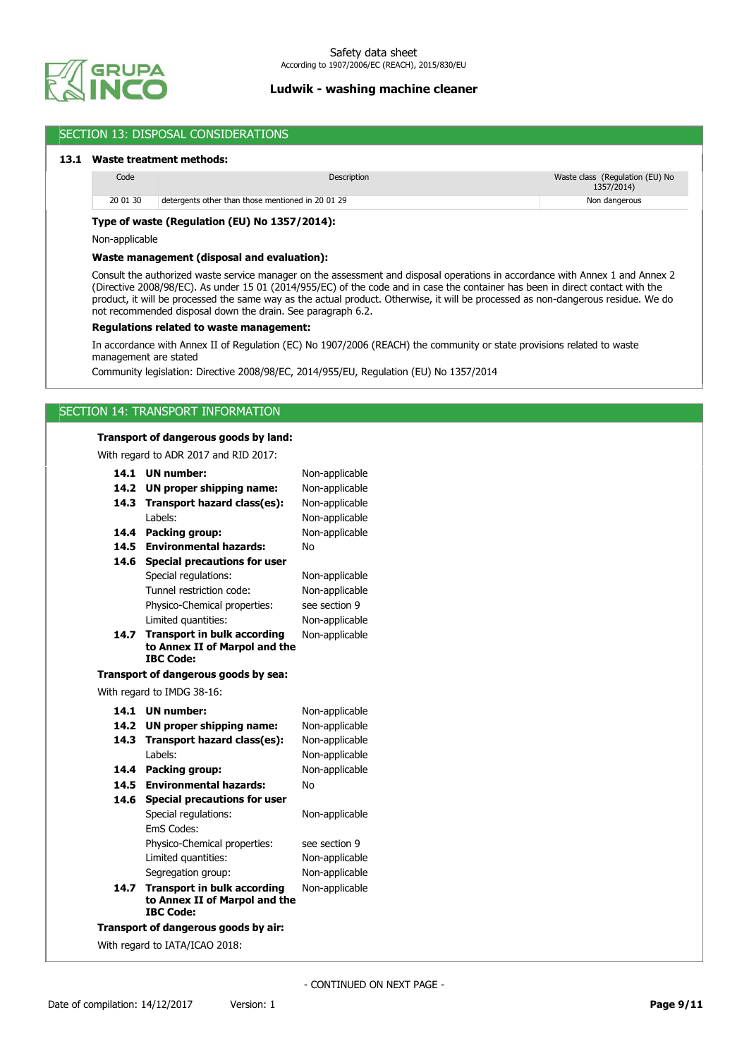## SECTION 13: DISPOSAL CONSIDERATIONS

### 13.1 Waste treatment methods:

| Code | Description | Waste class (Regulation (EU) No 1357/2014) |
|---|---|---|
| 20 01 30 | detergents other than those mentioned in 20 01 29 | Non dangerous |

**Type of waste (Regulation (EU) No 1357/2014):**

Non-applicable

**Waste management (disposal and evaluation):**

Consult the authorized waste service manager on the assessment and disposal operations in accordance with Annex 1 and Annex 2 (Directive 2008/98/EC). As under 15 01 (2014/955/EC) of the code and in case the container has been in direct contact with the product, it will be processed the same way as the actual product. Otherwise, it will be processed as non-dangerous residue. We do not recommended disposal down the drain. See paragraph 6.2.

**Regulations related to waste management:**

In accordance with Annex II of Regulation (EC) No 1907/2006 (REACH) the community or state provisions related to waste management are stated

Community legislation: Directive 2008/98/EC, 2014/955/EU, Regulation (EU) No 1357/2014

## SECTION 14: TRANSPORT INFORMATION

**Transport of dangerous goods by land:**

With regard to ADR 2017 and RID 2017:

| | |
|---|---|
| **14.1 UN number:** | Non-applicable |
| **14.2 UN proper shipping name:** | Non-applicable |
| **14.3 Transport hazard class(es):** | Non-applicable |
| Labels: | Non-applicable |
| **14.4 Packing group:** | Non-applicable |
| **14.5 Environmental hazards:** | No |
| **14.6 Special precautions for user** | |
| Special regulations: | Non-applicable |
| Tunnel restriction code: | Non-applicable |
| Physico-Chemical properties: | see section 9 |
| Limited quantities: | Non-applicable |
| **14.7 Transport in bulk according to Annex II of Marpol and the IBC Code:** | Non-applicable |

**Transport of dangerous goods by sea:**

With regard to IMDG 38-16:

| | |
|---|---|
| **14.1 UN number:** | Non-applicable |
| **14.2 UN proper shipping name:** | Non-applicable |
| **14.3 Transport hazard class(es):** | Non-applicable |
| Labels: | Non-applicable |
| **14.4 Packing group:** | Non-applicable |
| **14.5 Environmental hazards:** | No |
| **14.6 Special precautions for user** | |
| Special regulations: | Non-applicable |
| EmS Codes: | |
| Physico-Chemical properties: | see section 9 |
| Limited quantities: | Non-applicable |
| Segregation group: | Non-applicable |
| **14.7 Transport in bulk according to Annex II of Marpol and the IBC Code:** | Non-applicable |

**Transport of dangerous goods by air:**

With regard to IATA/ICAO 2018:

- CONTINUED ON NEXT PAGE -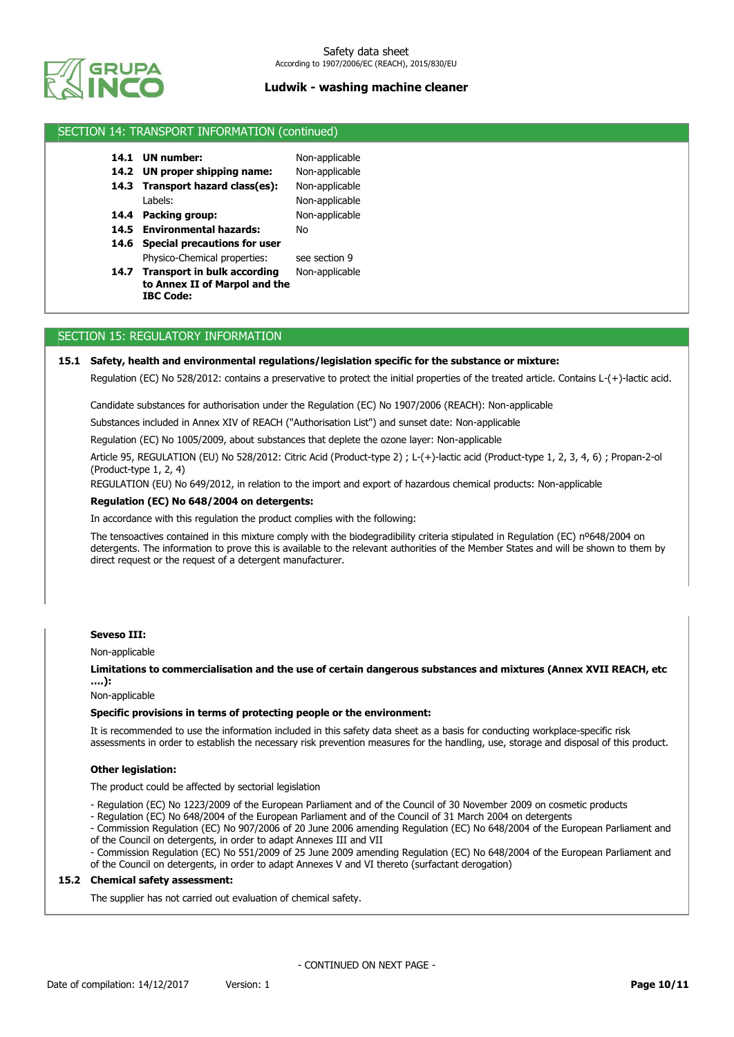## SECTION 14: TRANSPORT INFORMATION (continued)

| | | |
|---|---|---|
| **14.1** | **UN number:** | Non-applicable |
| **14.2** | **UN proper shipping name:** | Non-applicable |
| **14.3** | **Transport hazard class(es):** | Non-applicable |
| | Labels: | Non-applicable |
| **14.4** | **Packing group:** | Non-applicable |
| **14.5** | **Environmental hazards:** | No |
| **14.6** | **Special precautions for user** | |
| | Physico-Chemical properties: | see section 9 |
| **14.7** | **Transport in bulk according to Annex II of Marpol and the IBC Code:** | Non-applicable |

## SECTION 15: REGULATORY INFORMATION

**15.1 Safety, health and environmental regulations/legislation specific for the substance or mixture:**

Regulation (EC) No 528/2012: contains a preservative to protect the initial properties of the treated article. Contains L-(+)-lactic acid.

Candidate substances for authorisation under the Regulation (EC) No 1907/2006 (REACH): Non-applicable

Substances included in Annex XIV of REACH ("Authorisation List") and sunset date: Non-applicable

Regulation (EC) No 1005/2009, about substances that deplete the ozone layer: Non-applicable

Article 95, REGULATION (EU) No 528/2012: Citric Acid (Product-type 2) ; L-(+)-lactic acid (Product-type 1, 2, 3, 4, 6) ; Propan-2-ol (Product-type 1, 2, 4)

REGULATION (EU) No 649/2012, in relation to the import and export of hazardous chemical products: Non-applicable

**Regulation (EC) No 648/2004 on detergents:**

In accordance with this regulation the product complies with the following:

The tensoactives contained in this mixture comply with the biodegradibility criteria stipulated in Regulation (EC) nº648/2004 on detergents. The information to prove this is available to the relevant authorities of the Member States and will be shown to them by direct request or the request of a detergent manufacturer.

**Seveso III:**

Non-applicable

**Limitations to commercialisation and the use of certain dangerous substances and mixtures (Annex XVII REACH, etc ….):**

Non-applicable

**Specific provisions in terms of protecting people or the environment:**

It is recommended to use the information included in this safety data sheet as a basis for conducting workplace-specific risk assessments in order to establish the necessary risk prevention measures for the handling, use, storage and disposal of this product.

**Other legislation:**

The product could be affected by sectorial legislation

- Regulation (EC) No 1223/2009 of the European Parliament and of the Council of 30 November 2009 on cosmetic products
- Regulation (EC) No 648/2004 of the European Parliament and of the Council of 31 March 2004 on detergents
- Commission Regulation (EC) No 907/2006 of 20 June 2006 amending Regulation (EC) No 648/2004 of the European Parliament and of the Council on detergents, in order to adapt Annexes III and VII
- Commission Regulation (EC) No 551/2009 of 25 June 2009 amending Regulation (EC) No 648/2004 of the European Parliament and of the Council on detergents, in order to adapt Annexes V and VI thereto (surfactant derogation)

**15.2 Chemical safety assessment:**

The supplier has not carried out evaluation of chemical safety.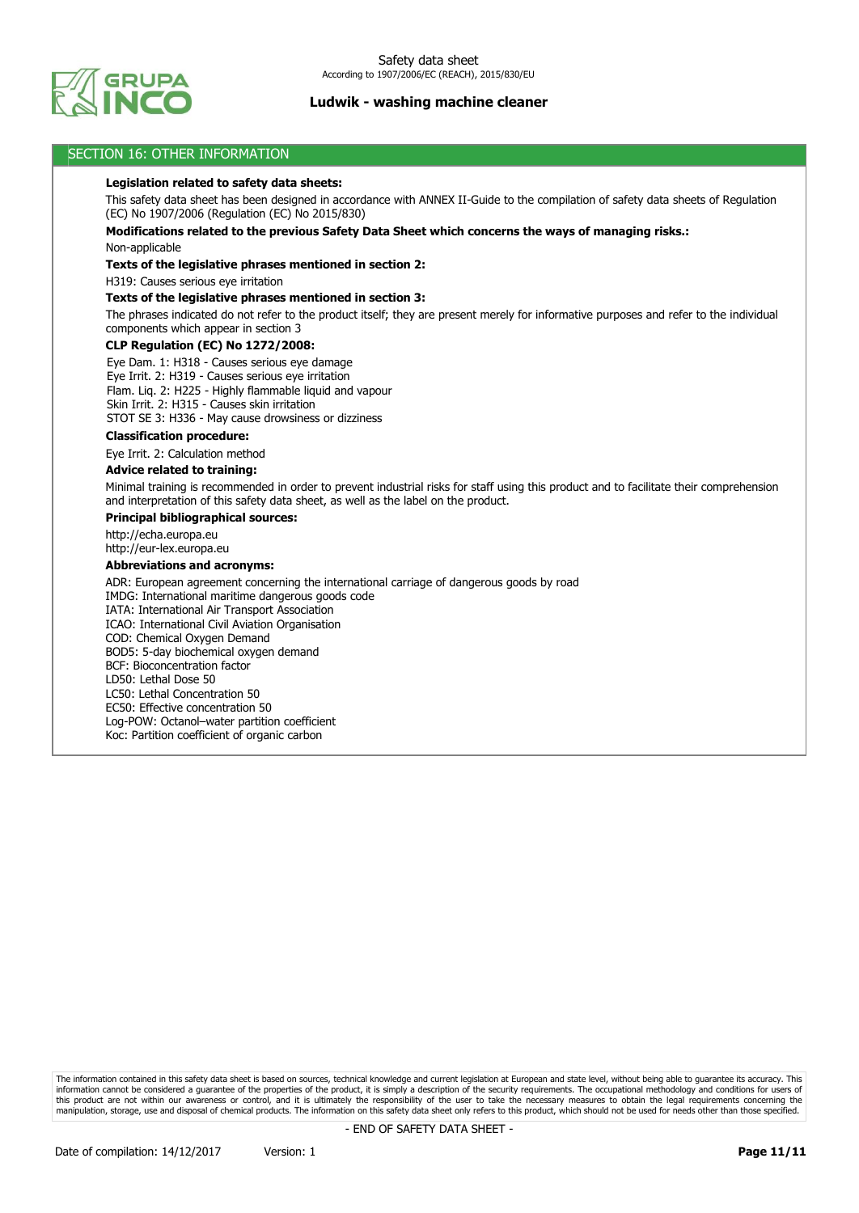## SECTION 16: OTHER INFORMATION

**Legislation related to safety data sheets:**

This safety data sheet has been designed in accordance with ANNEX II-Guide to the compilation of safety data sheets of Regulation (EC) No 1907/2006 (Regulation (EC) No 2015/830)

**Modifications related to the previous Safety Data Sheet which concerns the ways of managing risks.:**

Non-applicable

**Texts of the legislative phrases mentioned in section 2:**

H319: Causes serious eye irritation

**Texts of the legislative phrases mentioned in section 3:**

The phrases indicated do not refer to the product itself; they are present merely for informative purposes and refer to the individual components which appear in section 3

**CLP Regulation (EC) No 1272/2008:**

Eye Dam. 1: H318 - Causes serious eye damage
Eye Irrit. 2: H319 - Causes serious eye irritation
Flam. Liq. 2: H225 - Highly flammable liquid and vapour
Skin Irrit. 2: H315 - Causes skin irritation
STOT SE 3: H336 - May cause drowsiness or dizziness

**Classification procedure:**

Eye Irrit. 2: Calculation method

**Advice related to training:**

Minimal training is recommended in order to prevent industrial risks for staff using this product and to facilitate their comprehension and interpretation of this safety data sheet, as well as the label on the product.

**Principal bibliographical sources:**

http://echa.europa.eu
http://eur-lex.europa.eu

**Abbreviations and acronyms:**

ADR: European agreement concerning the international carriage of dangerous goods by road
IMDG: International maritime dangerous goods code
IATA: International Air Transport Association
ICAO: International Civil Aviation Organisation
COD: Chemical Oxygen Demand
BOD5: 5-day biochemical oxygen demand
BCF: Bioconcentration factor
LD50: Lethal Dose 50
LC50: Lethal Concentration 50
EC50: Effective concentration 50
Log-POW: Octanol–water partition coefficient
Koc: Partition coefficient of organic carbon

The information contained in this safety data sheet is based on sources, technical knowledge and current legislation at European and state level, without being able to guarantee its accuracy. This information cannot be considered a guarantee of the properties of the product, it is simply a description of the security requirements. The occupational methodology and conditions for users of this product are not within our awareness or control, and it is ultimately the responsibility of the user to take the necessary measures to obtain the legal requirements concerning the manipulation, storage, use and disposal of chemical products. The information on this safety data sheet only refers to this product, which should not be used for needs other than those specified.

- END OF SAFETY DATA SHEET -